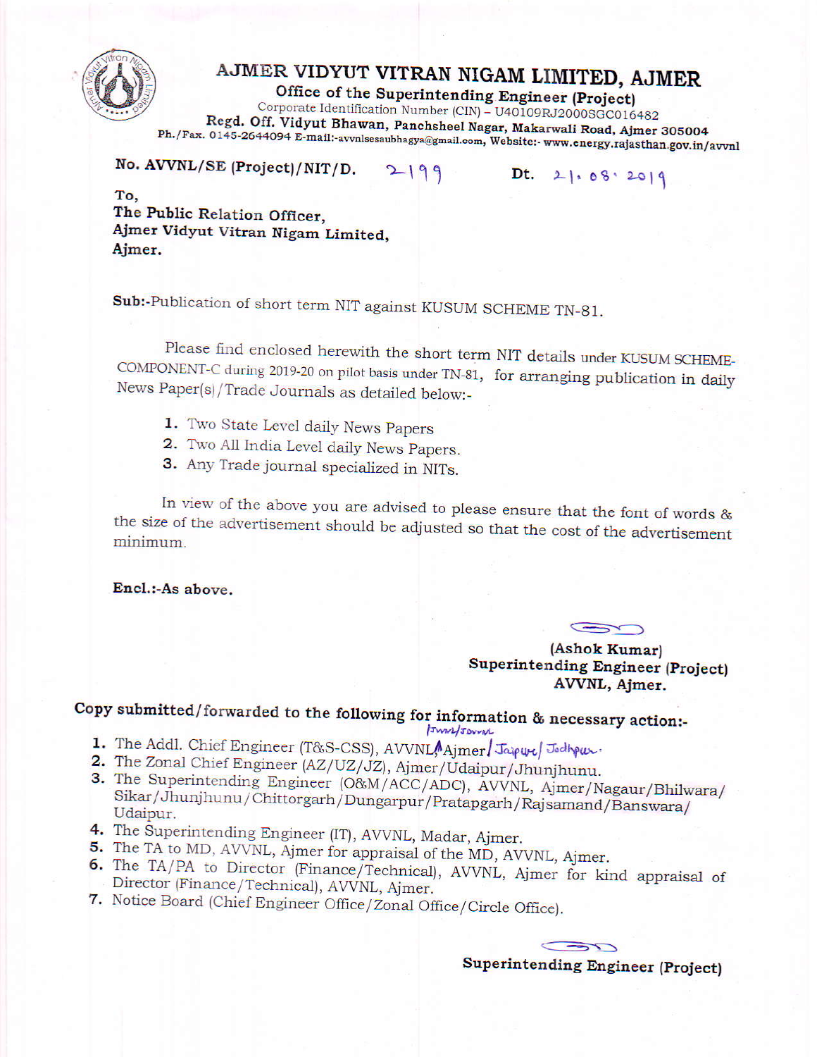# AJMER VIDYUT VITRAN NIGAM LIMITED, AJMER

**Office of the Superintending Engineer (Project)**

Corporate Identification Number (CIN) – U40109RJ2000SGC016482

**Regd. Off. Vidyut Bhawan, Panchsheel Nagar, Makarwali Road, Ajmer 305004**

Ph./Fax. 0145-2644094 E-mail:-avvnlsesaubhagya@gmail.com, Website:- www.energy.rajasthan.gov.in/avvnl

**No. AVVNL/SE (Project)/NIT/D.** 2199 **Dt.** 21.08.2019

To,
**The Public Relation Officer,**
**Ajmer Vidyut Vitran Nigam Limited,**
**Ajmer.**

**Sub:-**Publication of short term NIT against KUSUM SCHEME TN-81.

Please find enclosed herewith the short term NIT details under KUSUM SCHEME-COMPONENT-C during 2019-20 on pilot basis under TN-81, for arranging publication in daily News Paper(s)/Trade Journals as detailed below:-

1. Two State Level daily News Papers
2. Two All India Level daily News Papers.
3. Any Trade journal specialized in NITs.

In view of the above you are advised to please ensure that the font of words & the size of the advertisement should be adjusted so that the cost of the advertisement minimum.

**Encl.:-As above.**

**(Ashok Kumar)**
**Superintending Engineer (Project)**
**AVVNL, Ajmer.**

**Copy submitted/forwarded to the following for information & necessary action:-**

1. The Addl. Chief Engineer (T&S-CSS), AVVNL/JdVVNL/JVVNL, Ajmer/Jaipur/Jodhpur.
2. The Zonal Chief Engineer (AZ/UZ/JZ), Ajmer/Udaipur/Jhunjhunu.
3. The Superintending Engineer (O&M/ACC/ADC), AVVNL, Ajmer/Nagaur/Bhilwara/Sikar/Jhunjhunu/Chittorgarh/Dungarpur/Pratapgarh/Rajsamand/Banswara/Udaipur.
4. The Superintending Engineer (IT), AVVNL, Madar, Ajmer.
5. The TA to MD, AVVNL, Ajmer for appraisal of the MD, AVVNL, Ajmer.
6. The TA/PA to Director (Finance/Technical), AVVNL, Ajmer for kind appraisal of Director (Finance/Technical), AVVNL, Ajmer.
7. Notice Board (Chief Engineer Office/Zonal Office/Circle Office).

**Superintending Engineer (Project)**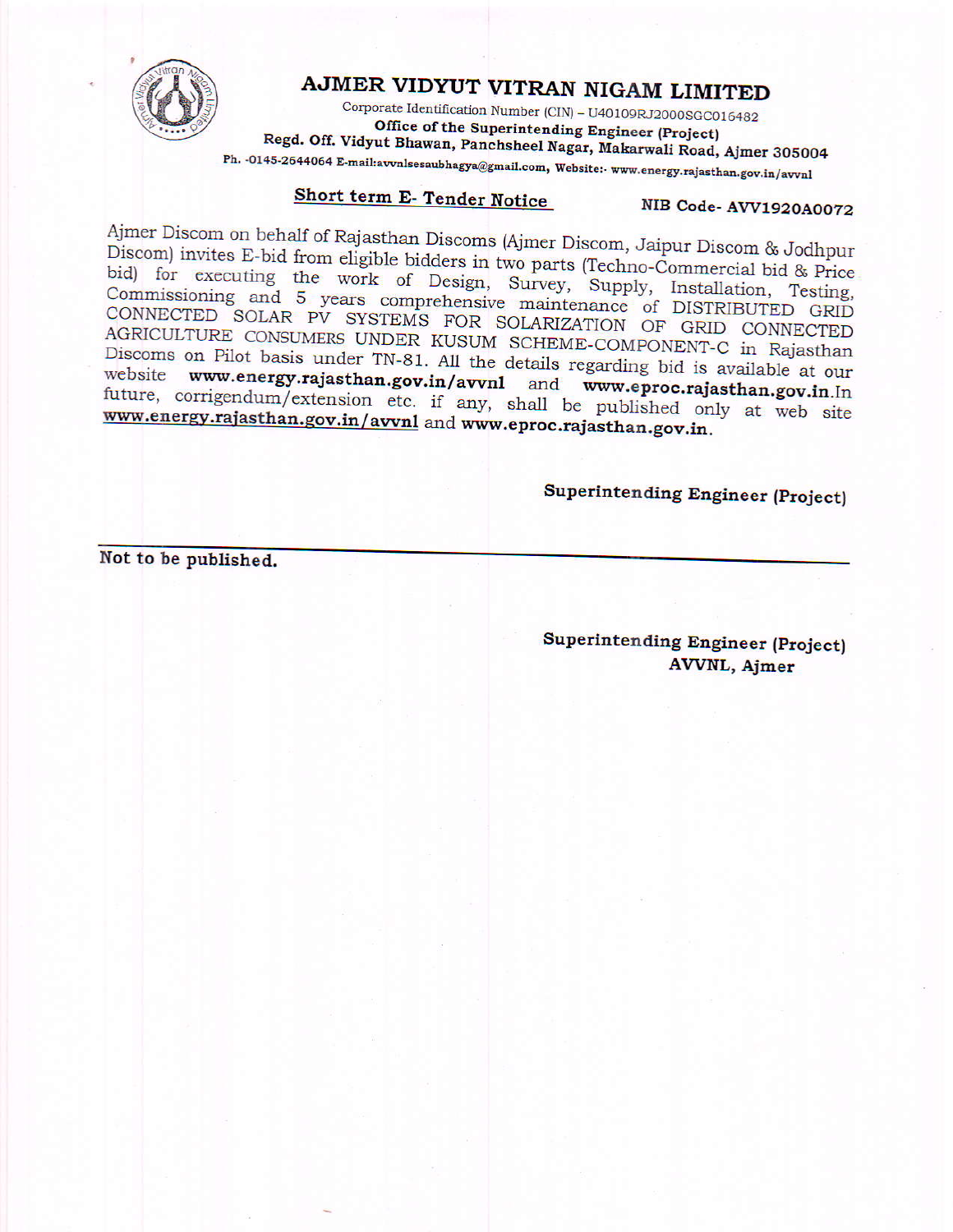# AJMER VIDYUT VITRAN NIGAM LIMITED

Corporate Identification Number (CIN) – U40109RJ2000SGC016482

**Office of the Superintending Engineer (Project)**

**Regd. Off. Vidyut Bhawan, Panchsheel Nagar, Makarwali Road, Ajmer 305004**

Ph. -0145-2644064 E-mail:avvnlsesaubhagya@gmail.com, Website:- www.energy.rajasthan.gov.in/avvnl

## Short term E- Tender Notice

**NIB Code- AVV1920A0072**

Ajmer Discom on behalf of Rajasthan Discoms (Ajmer Discom, Jaipur Discom & Jodhpur Discom) invites E-bid from eligible bidders in two parts (Techno-Commercial bid & Price bid) for executing the work of Design, Survey, Supply, Installation, Testing, Commissioning and 5 years comprehensive maintenance of DISTRIBUTED GRID CONNECTED SOLAR PV SYSTEMS FOR SOLARIZATION OF GRID CONNECTED AGRICULTURE CONSUMERS UNDER KUSUM SCHEME-COMPONENT-C in Rajasthan Discoms on Pilot basis under TN-81. All the details regarding bid is available at our website **www.energy.rajasthan.gov.in/avvnl** and **www.eproc.rajasthan.gov.in**.In future, corrigendum/extension etc. if any, shall be published only at web site **www.energy.rajasthan.gov.in/avvnl** and **www.eproc.rajasthan.gov.in**.

**Superintending Engineer (Project)**

---

**Not to be published.**

**Superintending Engineer (Project)**
**AVVNL, Ajmer**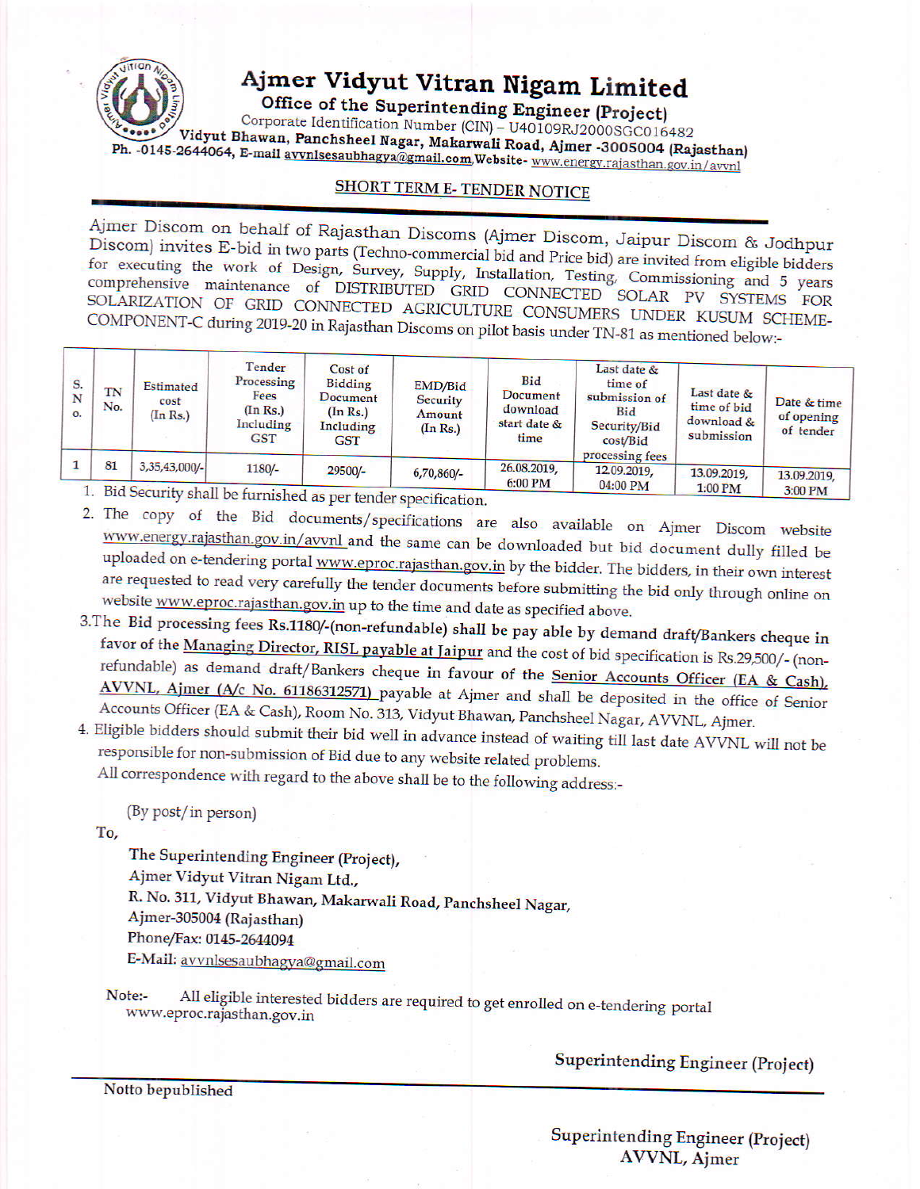# Ajmer Vidyut Vitran Nigam Limited

**Office of the Superintending Engineer (Project)**

Corporate Identification Number (CIN) – U40109RJ2000SGC016482

**Vidyut Bhawan, Panchsheel Nagar, Makarwali Road, Ajmer -3005004 (Rajasthan)**

**Ph. -0145-2644064, E-mail avvnlsesaubhagya@gmail.com, Website- www.energy.rajasthan.gov.in/avvnl**

## SHORT TERM E- TENDER NOTICE

Ajmer Discom on behalf of Rajasthan Discoms (Ajmer Discom, Jaipur Discom & Jodhpur Discom) invites E-bid in two parts (Techno-commercial bid and Price bid) are invited from eligible bidders for executing the work of Design, Survey, Supply, Installation, Testing, Commissioning and 5 years comprehensive maintenance of DISTRIBUTED GRID CONNECTED SOLAR PV SYSTEMS FOR SOLARIZATION OF GRID CONNECTED AGRICULTURE CONSUMERS UNDER KUSUM SCHEME-COMPONENT-C during 2019-20 in Rajasthan Discoms on pilot basis under TN-81 as mentioned below:-

| S. No. | TN No. | Estimated cost (In Rs.) | Tender Processing Fees (In Rs.) Including GST | Cost of Bidding Document (In Rs.) Including GST | EMD/Bid Security Amount (In Rs.) | Bid Document download start date & time | Last date & time of submission of Bid Security/Bid cost/Bid processing fees | Last date & time of bid download & submission | Date & time of opening of tender |
|---|---|---|---|---|---|---|---|---|---|
| 1 | 81 | 3,35,43,000/- | 1180/- | 29500/- | 6,70,860/- | 26.08.2019, 6:00 PM | 12.09.2019, 04:00 PM | 13.09.2019, 1:00 PM | 13.09.2019, 3:00 PM |

1. Bid Security shall be furnished as per tender specification.
2. The copy of the Bid documents/specifications are also available on Ajmer Discom website www.energy.rajasthan.gov.in/avvnl and the same can be downloaded but bid document dully filled be uploaded on e-tendering portal www.eproc.rajasthan.gov.in by the bidder. The bidders, in their own interest are requested to read very carefully the tender documents before submitting the bid only through online on website www.eproc.rajasthan.gov.in up to the time and date as specified above.
3. The **Bid processing fees Rs.1180/-(non-refundable) shall be pay able by demand draft/Bankers cheque in favor of the Managing Director, RISL payable at Jaipur** and the cost of bid specification is Rs.29,500/- (non-refundable) as demand draft/Bankers cheque in favour of the **Senior Accounts Officer (EA & Cash), AVVNL, Ajmer (A/c No. 61186312571)** payable at Ajmer and shall be deposited in the office of Senior Accounts Officer (EA & Cash), Room No. 313, Vidyut Bhawan, Panchsheel Nagar, AVVNL, Ajmer.
4. Eligible bidders should submit their bid well in advance instead of waiting till last date AVVNL will not be responsible for non-submission of Bid due to any website related problems.

All correspondence with regard to the above shall be to the following address:-

(By post/ in person)

To,

The Superintending Engineer (Project),
Ajmer Vidyut Vitran Nigam Ltd.,
R. No. 311, Vidyut Bhawan, Makarwali Road, Panchsheel Nagar,
Ajmer-305004 (Rajasthan)
Phone/Fax: 0145-2644094
E-Mail: avvnlsesaubhagya@gmail.com

Note:- All eligible interested bidders are required to get enrolled on e-tendering portal www.eproc.rajasthan.gov.in

**Superintending Engineer (Project)**

Notto bepublished

Superintending Engineer (Project)
AVVNL, Ajmer